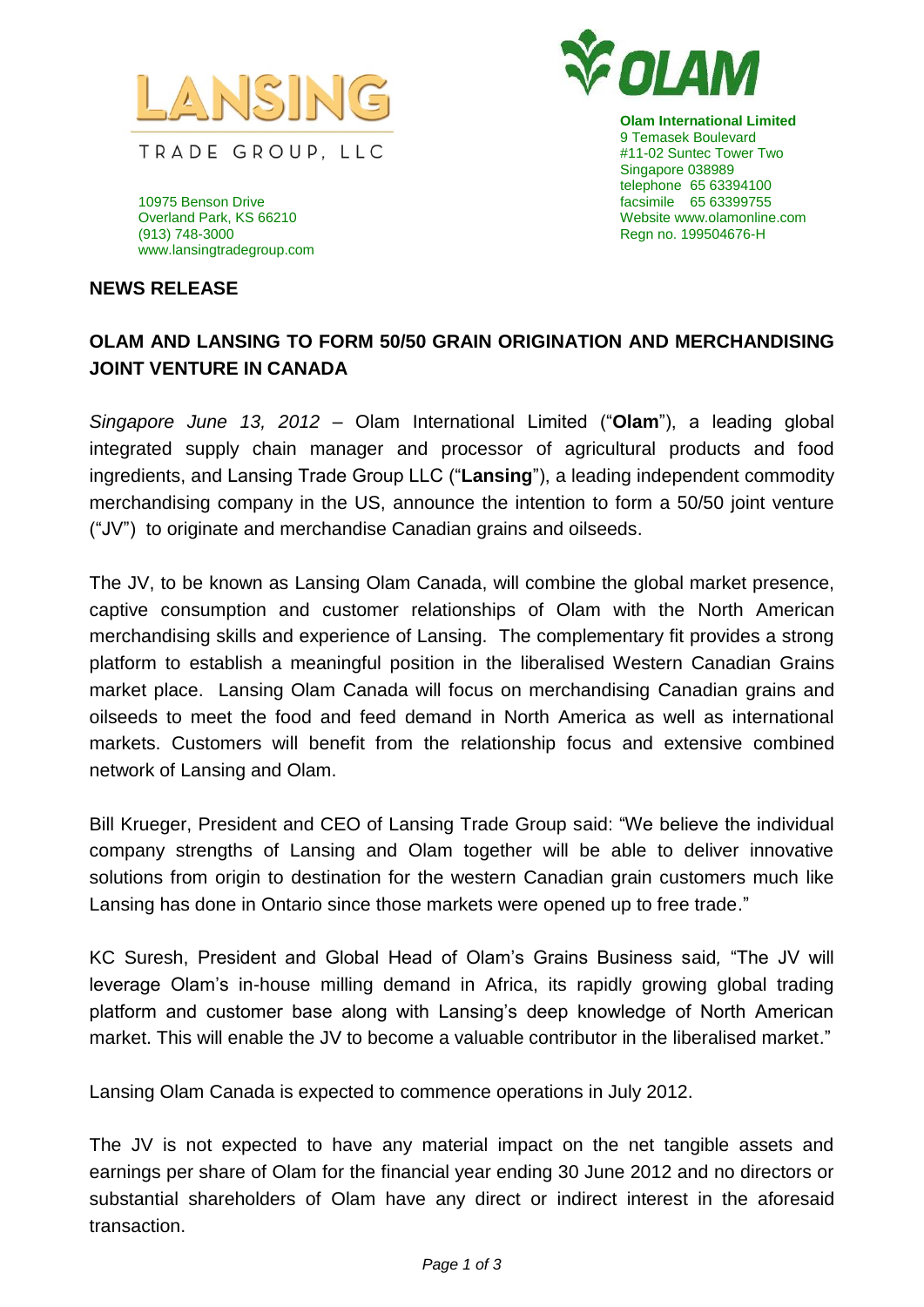LANSING

TRADE GROUP, LLC

10975 Benson Drive
Overland Park, KS 66210
(913) 748-3000
www.lansingtradegroup.com

OLAM

**Olam International Limited**
9 Temasek Boulevard
#11-02 Suntec Tower Two
Singapore 038989
telephone 65 63394100
facsimile 65 63399755
Website www.olamonline.com
Regn no. 199504676-H

**NEWS RELEASE**

## OLAM AND LANSING TO FORM 50/50 GRAIN ORIGINATION AND MERCHANDISING JOINT VENTURE IN CANADA

*Singapore June 13, 2012* – Olam International Limited ("**Olam**"), a leading global integrated supply chain manager and processor of agricultural products and food ingredients, and Lansing Trade Group LLC ("**Lansing**"), a leading independent commodity merchandising company in the US, announce the intention to form a 50/50 joint venture ("JV") to originate and merchandise Canadian grains and oilseeds.

The JV, to be known as Lansing Olam Canada, will combine the global market presence, captive consumption and customer relationships of Olam with the North American merchandising skills and experience of Lansing. The complementary fit provides a strong platform to establish a meaningful position in the liberalised Western Canadian Grains market place. Lansing Olam Canada will focus on merchandising Canadian grains and oilseeds to meet the food and feed demand in North America as well as international markets. Customers will benefit from the relationship focus and extensive combined network of Lansing and Olam.

Bill Krueger, President and CEO of Lansing Trade Group said: "We believe the individual company strengths of Lansing and Olam together will be able to deliver innovative solutions from origin to destination for the western Canadian grain customers much like Lansing has done in Ontario since those markets were opened up to free trade."

KC Suresh, President and Global Head of Olam's Grains Business said, "The JV will leverage Olam's in-house milling demand in Africa, its rapidly growing global trading platform and customer base along with Lansing's deep knowledge of North American market. This will enable the JV to become a valuable contributor in the liberalised market."

Lansing Olam Canada is expected to commence operations in July 2012.

The JV is not expected to have any material impact on the net tangible assets and earnings per share of Olam for the financial year ending 30 June 2012 and no directors or substantial shareholders of Olam have any direct or indirect interest in the aforesaid transaction.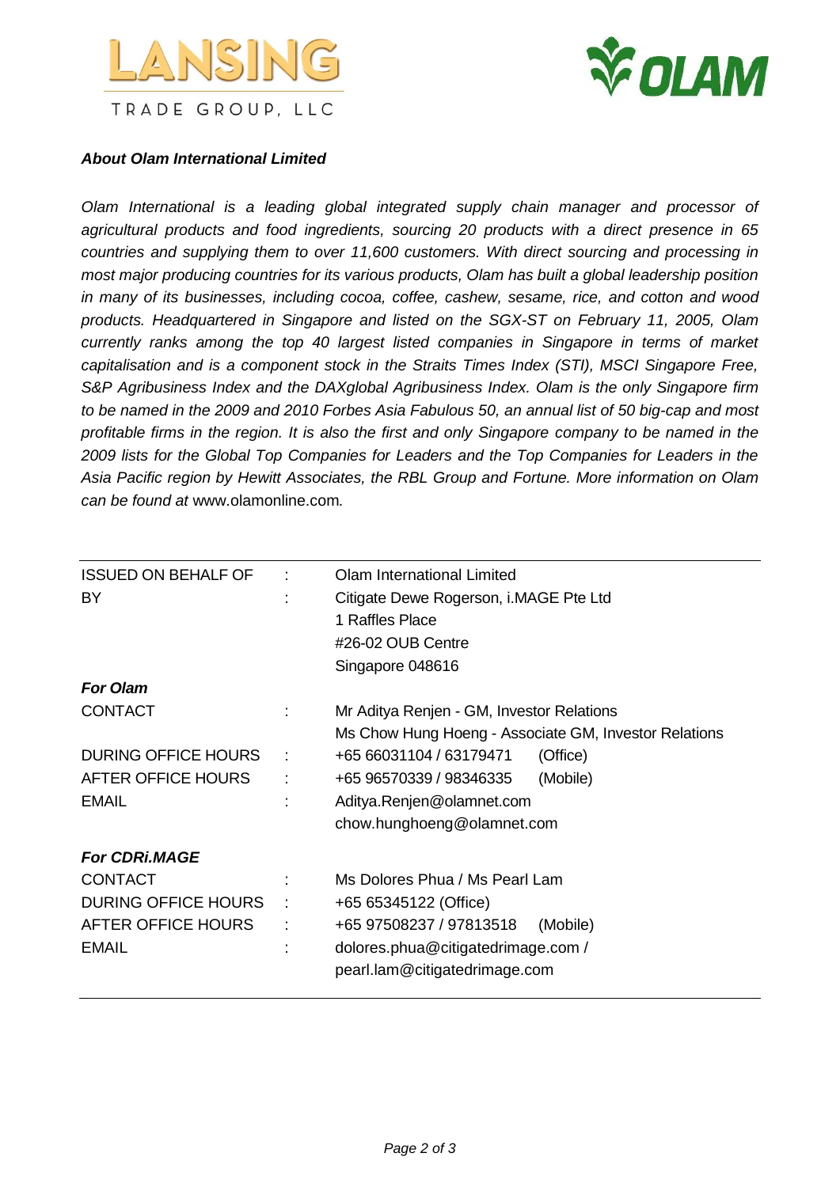### *About Olam International Limited*

*Olam International is a leading global integrated supply chain manager and processor of agricultural products and food ingredients, sourcing 20 products with a direct presence in 65 countries and supplying them to over 11,600 customers. With direct sourcing and processing in most major producing countries for its various products, Olam has built a global leadership position in many of its businesses, including cocoa, coffee, cashew, sesame, rice, and cotton and wood products. Headquartered in Singapore and listed on the SGX-ST on February 11, 2005, Olam currently ranks among the top 40 largest listed companies in Singapore in terms of market capitalisation and is a component stock in the Straits Times Index (STI), MSCI Singapore Free, S&P Agribusiness Index and the DAXglobal Agribusiness Index. Olam is the only Singapore firm to be named in the 2009 and 2010 Forbes Asia Fabulous 50, an annual list of 50 big-cap and most profitable firms in the region. It is also the first and only Singapore company to be named in the 2009 lists for the Global Top Companies for Leaders and the Top Companies for Leaders in the Asia Pacific region by Hewitt Associates, the RBL Group and Fortune. More information on Olam can be found at* www.olamonline.com*.*

---

| | | |
|---|---|---|
| ISSUED ON BEHALF OF | : | Olam International Limited |
| BY | : | Citigate Dewe Rogerson, i.MAGE Pte Ltd<br>1 Raffles Place<br>#26-02 OUB Centre<br>Singapore 048616 |
| ***For Olam*** | | |
| CONTACT | : | Mr Aditya Renjen - GM, Investor Relations<br>Ms Chow Hung Hoeng - Associate GM, Investor Relations |
| DURING OFFICE HOURS | : | +65 66031104 / 63179471 (Office) |
| AFTER OFFICE HOURS | : | +65 96570339 / 98346335 (Mobile) |
| EMAIL | : | Aditya.Renjen@olamnet.com<br>chow.hunghoeng@olamnet.com |
| ***For CDRi.MAGE*** | | |
| CONTACT | : | Ms Dolores Phua / Ms Pearl Lam |
| DURING OFFICE HOURS | : | +65 65345122 (Office) |
| AFTER OFFICE HOURS | : | +65 97508237 / 97813518 (Mobile) |
| EMAIL | : | dolores.phua@citigatedrimage.com /<br>pearl.lam@citigatedrimage.com |

---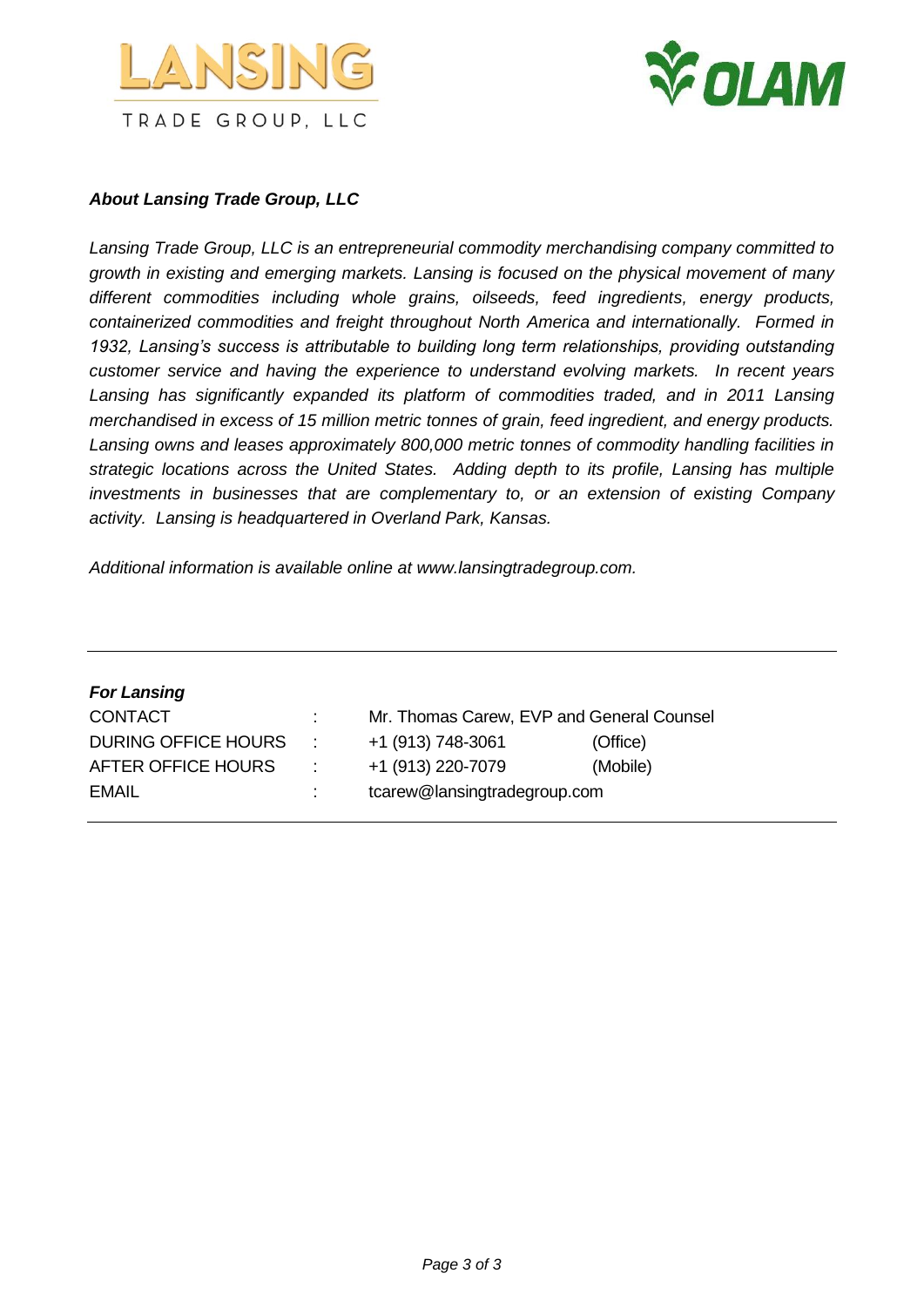LANSING

TRADE GROUP, LLC

OLAM

***About Lansing Trade Group, LLC***

*Lansing Trade Group, LLC is an entrepreneurial commodity merchandising company committed to growth in existing and emerging markets. Lansing is focused on the physical movement of many different commodities including whole grains, oilseeds, feed ingredients, energy products, containerized commodities and freight throughout North America and internationally. Formed in 1932, Lansing's success is attributable to building long term relationships, providing outstanding customer service and having the experience to understand evolving markets. In recent years Lansing has significantly expanded its platform of commodities traded, and in 2011 Lansing merchandised in excess of 15 million metric tonnes of grain, feed ingredient, and energy products. Lansing owns and leases approximately 800,000 metric tonnes of commodity handling facilities in strategic locations across the United States. Adding depth to its profile, Lansing has multiple investments in businesses that are complementary to, or an extension of existing Company activity. Lansing is headquartered in Overland Park, Kansas.*

*Additional information is available online at www.lansingtradegroup.com.*

---

***For Lansing***

| | | | |
|---|---|---|---|
| CONTACT | : | Mr. Thomas Carew, EVP and General Counsel | |
| DURING OFFICE HOURS | : | +1 (913) 748-3061 | (Office) |
| AFTER OFFICE HOURS | : | +1 (913) 220-7079 | (Mobile) |
| EMAIL | : | tcarew@lansingtradegroup.com | |

---